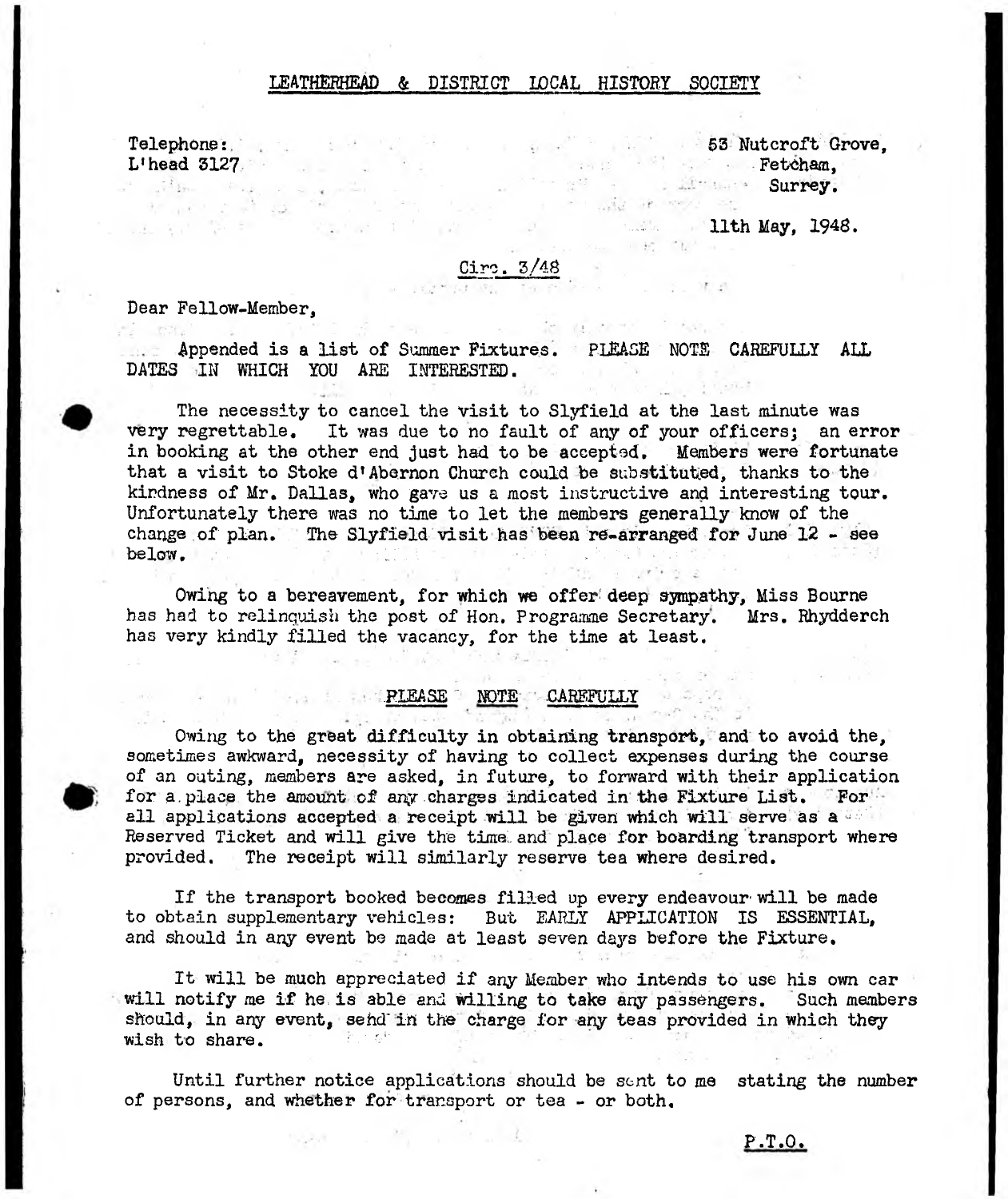# LEATHERHEAD & DISTRICT LOCAL HISTORY SOCIETY

Telephone:
L'head 3127

53 Nutcroft Grove,
Fetcham,
Surrey.

11th May, 1948.

Circ. 3/48

Dear Fellow-Member,

Appended is a list of Summer Fixtures. PLEASE NOTE CAREFULLY ALL DATES IN WHICH YOU ARE INTERESTED.

The necessity to cancel the visit to Slyfield at the last minute was very regrettable. It was due to no fault of any of your officers; an error in booking at the other end just had to be accepted. Members were fortunate that a visit to Stoke d'Abernon Church could be substituted, thanks to the kindness of Mr. Dallas, who gave us a most instructive and interesting tour. Unfortunately there was no time to let the members generally know of the change of plan. The Slyfield visit has been re-arranged for June 12 - see below.

Owing to a bereavement, for which we offer deep sympathy, Miss Bourne has had to relinquish the post of Hon. Programme Secretary. Mrs. Rhydderch has very kindly filled the vacancy, for the time at least.

## PLEASE NOTE CAREFULLY

Owing to the great difficulty in obtaining transport, and to avoid the, sometimes awkward, necessity of having to collect expenses during the course of an outing, members are asked, in future, to forward with their application for a place the amount of any charges indicated in the Fixture List. For all applications accepted a receipt will be given which will serve as a Reserved Ticket and will give the time and place for boarding transport where provided. The receipt will similarly reserve tea where desired.

If the transport booked becomes filled up every endeavour will be made to obtain supplementary vehicles: But EARLY APPLICATION IS ESSENTIAL, and should in any event be made at least seven days before the Fixture.

It will be much appreciated if any Member who intends to use his own car will notify me if he is able and willing to take any passengers. Such members should, in any event, send in the charge for any teas provided in which they wish to share.

Until further notice applications should be sent to me stating the number of persons, and whether for transport or tea - or both.

P.T.O.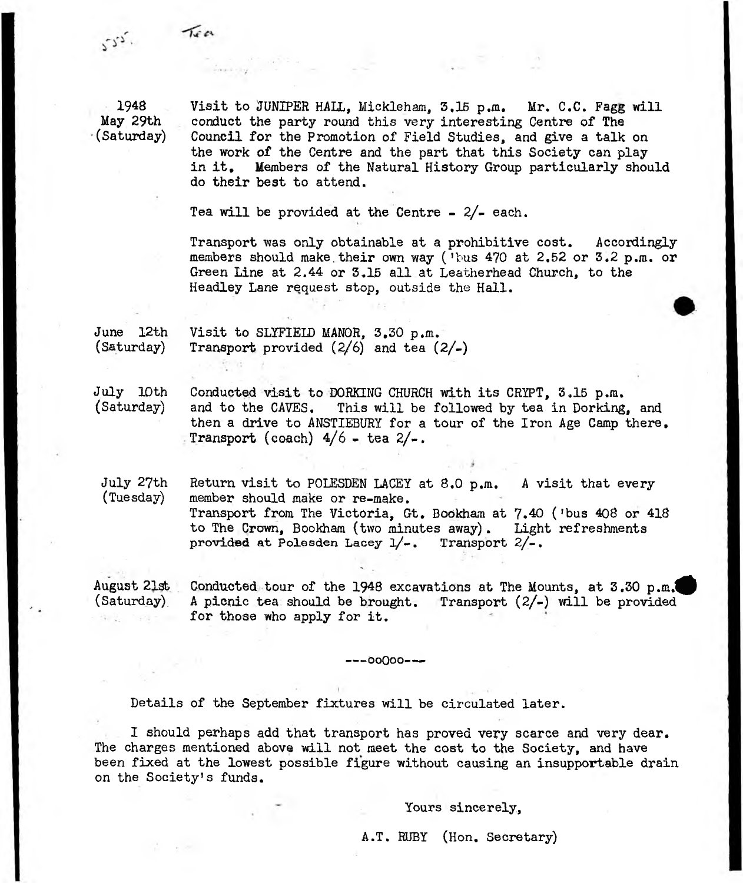| | |
|---|---|
| 1948<br>May 29th<br>(Saturday) | Visit to JUNIPER HALL, Mickleham, 3.15 p.m. Mr. C.C. Fagg will conduct the party round this very interesting Centre of The Council for the Promotion of Field Studies, and give a talk on the work of the Centre and the part that this Society can play in it. Members of the Natural History Group particularly should do their best to attend.<br><br>Tea will be provided at the Centre - 2/- each.<br><br>Transport was only obtainable at a prohibitive cost. Accordingly members should make their own way ('bus 470 at 2.52 or 3.2 p.m. or Green Line at 2.44 or 3.15 all at Leatherhead Church, to the Headley Lane request stop, outside the Hall. |
| June 12th<br>(Saturday) | Visit to SLYFIELD MANOR, 3.30 p.m.<br>Transport provided (2/6) and tea (2/-) |
| July 10th<br>(Saturday) | Conducted visit to DORKING CHURCH with its CRYPT, 3.15 p.m. and to the CAVES. This will be followed by tea in Dorking, and then a drive to ANSTIEBURY for a tour of the Iron Age Camp there. Transport (coach) 4/6 - tea 2/-. |
| July 27th<br>(Tuesday) | Return visit to POLESDEN LACEY at 8.0 p.m. A visit that every member should make or re-make.<br>Transport from The Victoria, Gt. Bookham at 7.40 ('bus 408 or 418 to The Crown, Bookham (two minutes away). Light refreshments provided at Polesden Lacey 1/-. Transport 2/-. |
| August 21st<br>(Saturday) | Conducted tour of the 1948 excavations at The Mounts, at 3.30 p.m. A picnic tea should be brought. Transport (2/-) will be provided for those who apply for it. |

---ooOoo---

Details of the September fixtures will be circulated later.

I should perhaps add that transport has proved very scarce and very dear. The charges mentioned above will not meet the cost to the Society, and have been fixed at the lowest possible figure without causing an insupportable drain on the Society's funds.

Yours sincerely,

A.T. RUBY (Hon. Secretary)